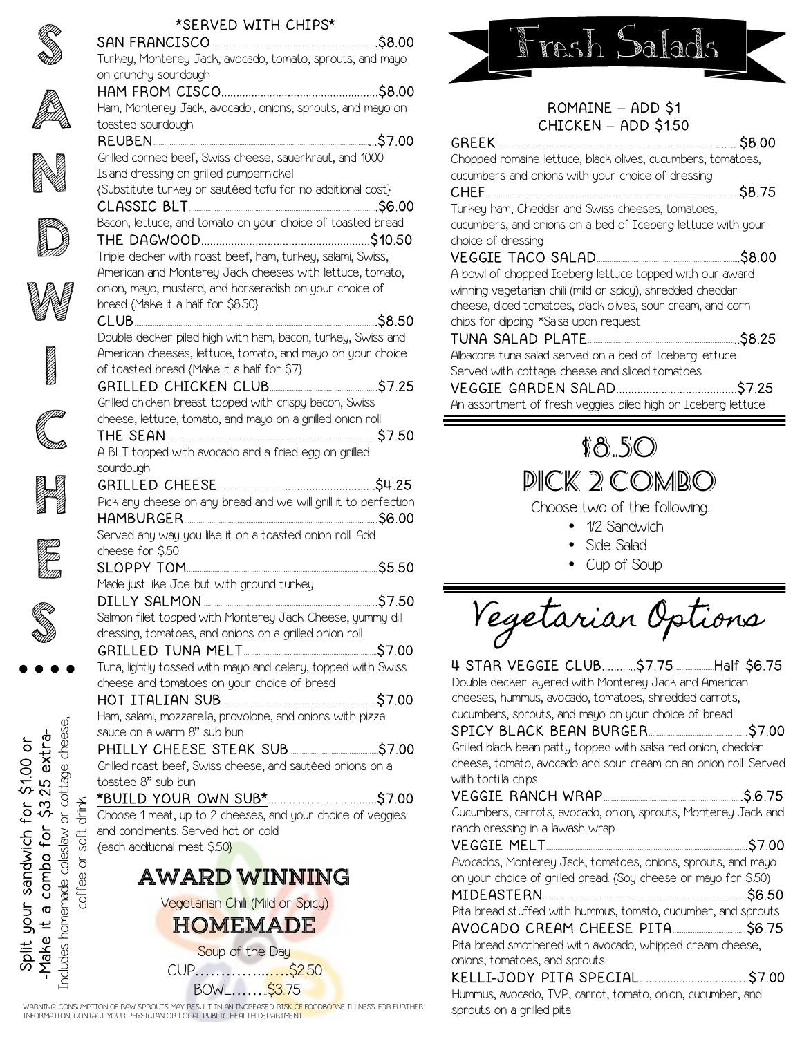# SANDWICHES....

*SERVED WITH CHIPS*

**SAN FRANCISCO** ........ $8.00
Turkey, Monterey Jack, avocado, tomato, sprouts, and mayo on crunchy sourdough

**HAM FROM CISCO** ........ $8.00
Ham, Monterey Jack, avocado, onions, sprouts, and mayo on toasted sourdough

**REUBEN** ........ $7.00
Grilled corned beef, Swiss cheese, sauerkraut, and 1000 Island dressing on grilled pumpernickel
{Substitute turkey or sautéed tofu for no additional cost}

**CLASSIC BLT** ........ $6.00
Bacon, lettuce, and tomato on your choice of toasted bread

**THE DAGWOOD** ........ $10.50
Triple decker with roast beef, ham, turkey, salami, Swiss, American and Monterey Jack cheeses with lettuce, tomato, onion, mayo, mustard, and horseradish on your choice of bread {Make it a half for $8.50}

**CLUB** ........ $8.50
Double decker piled high with ham, bacon, turkey, Swiss and American cheeses, lettuce, tomato, and mayo on your choice of toasted bread {Make it a half for $7}

**GRILLED CHICKEN CLUB** ........ $7.25
Grilled chicken breast topped with crispy bacon, Swiss cheese, lettuce, tomato, and mayo on a grilled onion roll

**THE SEAN** ........ $7.50
A BLT topped with avocado and a fried egg on grilled sourdough

**GRILLED CHEESE** ........ $4.25
Pick any cheese on any bread and we will grill it to perfection

**HAMBURGER** ........ $6.00
Served any way you like it on a toasted onion roll. Add cheese for $.50

**SLOPPY TOM** ........ $5.50
Made just like Joe but with ground turkey

**DILLY SALMON** ........ $7.50
Salmon filet topped with Monterey Jack Cheese, yummy dill dressing, tomatoes, and onions on a grilled onion roll

**GRILLED TUNA MELT** ........ $7.00
Tuna, lightly tossed with mayo and celery, topped with Swiss cheese and tomatoes on your choice of bread

**HOT ITALIAN SUB** ........ $7.00
Ham, salami, mozzarella, provolone, and onions with pizza sauce on a warm 8" sub bun

**PHILLY CHEESE STEAK SUB** ........ $7.00
Grilled roast beef, Swiss cheese, and sautéed onions on a toasted 8" sub bun

***BUILD YOUR OWN SUB*** ........ $7.00
Choose 1 meat, up to 2 cheeses, and your choice of veggies and condiments. Served hot or cold
{each additional meat $.50}

Split your sandwich for $1.00 or
-Make it a combo for $3.25 extra-
Includes homemade coleslaw or cottage cheese, coffee or soft drink

## AWARD WINNING

Vegetarian Chili (Mild or Spicy)

## HOMEMADE

Soup of the Day

CUP........ $2.50

BOWL........ $3.75

WARNING: CONSUMPTION OF RAW SPROUTS MAY RESULT IN AN INCREASED RISK OF FOODBORNE ILLNESS. FOR FURTHER INFORMATION, CONTACT YOUR PHYSICIAN OR LOCAL PUBLIC HEALTH DEPARTMENT

# Fresh Salads

ROMAINE – ADD $1
CHICKEN – ADD $1.50

**GREEK** ........ $8.00
Chopped romaine lettuce, black olives, cucumbers, tomatoes, cucumbers and onions with your choice of dressing

**CHEF** ........ $8.75
Turkey ham, Cheddar and Swiss cheeses, tomatoes, cucumbers, and onions on a bed of Iceberg lettuce with your choice of dressing

**VEGGIE TACO SALAD** ........ $8.00
A bowl of chopped Iceberg lettuce topped with our award winning vegetarian chili (mild or spicy), shredded cheddar cheese, diced tomatoes, black olives, sour cream, and corn chips for dipping. *Salsa upon request

**TUNA SALAD PLATE** ........ $8.25
Albacore tuna salad served on a bed of Iceberg lettuce. Served with cottage cheese and sliced tomatoes.

**VEGGIE GARDEN SALAD** ........ $7.25
An assortment of fresh veggies piled high on Iceberg lettuce

# $8.50 PICK 2 COMBO

Choose two of the following:

- 1/2 Sandwich
- Side Salad
- Cup of Soup

# Vegetarian Options

**4 STAR VEGGIE CLUB** ........ $7.75 ........ **Half $6.75**
Double decker layered with Monterey Jack and American cheeses, hummus, avocado, tomatoes, shredded carrots, cucumbers, sprouts, and mayo on your choice of bread

**SPICY BLACK BEAN BURGER** ........ $7.00
Grilled black bean patty topped with salsa red onion, cheddar cheese, tomato, avocado and sour cream on an onion roll. Served with tortilla chips

**VEGGIE RANCH WRAP** ........ $.6.75
Cucumbers, carrots, avocado, onion, sprouts, Monterey Jack and ranch dressing in a lawash wrap

**VEGGIE MELT** ........ $7.00
Avocados, Monterey Jack, tomatoes, onions, sprouts, and mayo on your choice of grilled bread. {Soy cheese or mayo for $.50}

**MIDEASTERN** ........ $6.50
Pita bread stuffed with hummus, tomato, cucumber, and sprouts

**AVOCADO CREAM CHEESE PITA** ........ $6.75
Pita bread smothered with avocado, whipped cream cheese, onions, tomatoes, and sprouts

**KELLI-JODY PITA SPECIAL** ........ $7.00
Hummus, avocado, TVP, carrot, tomato, onion, cucumber, and sprouts on a grilled pita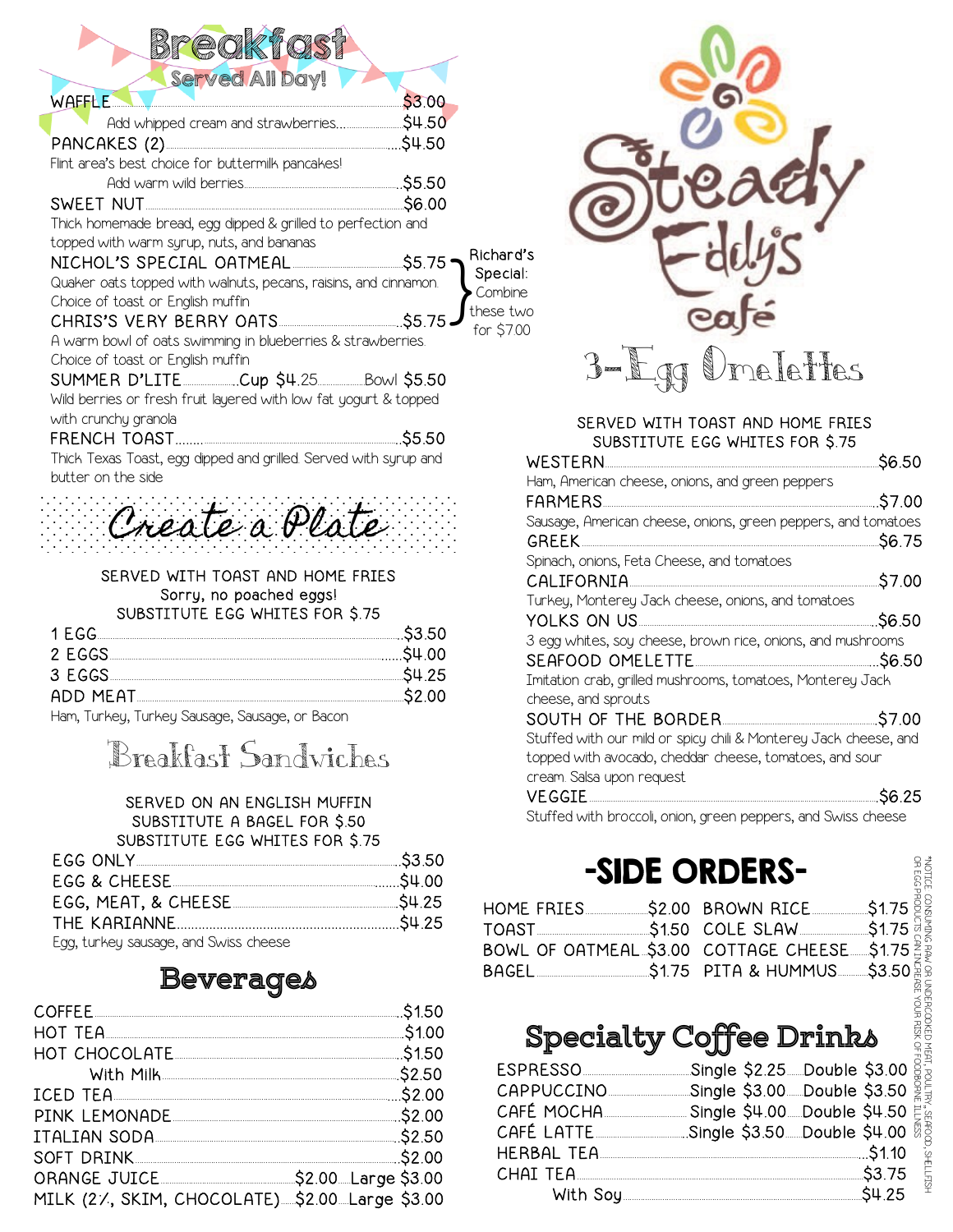# Breakfast

## Served All Day!

| Item | Price |
|---|---|
| WAFFLE | $3.00 |
| Add whipped cream and strawberries | $4.50 |
| PANCAKES (2) | $4.50 |

Flint area's best choice for buttermilk pancakes!

| Item | Price |
|---|---|
| Add warm wild berries | $5.50 |
| SWEET NUT | $6.00 |

Thick homemade bread, egg dipped & grilled to perfection and topped with warm syrup, nuts, and bananas

**NICHOL'S SPECIAL OATMEAL** $5.75

Quaker oats topped with walnuts, pecans, raisins, and cinnamon. Choice of toast or English muffin

**CHRIS'S VERY BERRY OATS** $5.75

A warm bowl of oats swimming in blueberries & strawberries. Choice of toast or English muffin

Richard's Special: Combine these two for $7.00

**SUMMER D'LITE** Cup $4.25 Bowl $5.50

Wild berries or fresh fruit layered with low fat yogurt & topped with crunchy granola

**FRENCH TOAST** $5.50

Thick Texas Toast, egg dipped and grilled. Served with syrup and butter on the side

## Create a Plate

SERVED WITH TOAST AND HOME FRIES
Sorry, no poached eggs!
SUBSTITUTE EGG WHITES FOR $.75

| Item | Price |
|---|---|
| 1 EGG | $3.50 |
| 2 EGGS | $4.00 |
| 3 EGGS | $4.25 |
| ADD MEAT | $2.00 |

Ham, Turkey, Turkey Sausage, Sausage, or Bacon

## Breakfast Sandwiches

SERVED ON AN ENGLISH MUFFIN
SUBSTITUTE A BAGEL FOR $.50
SUBSTITUTE EGG WHITES FOR $.75

| Item | Price |
|---|---|
| EGG ONLY | $3.50 |
| EGG & CHEESE | $4.00 |
| EGG, MEAT, & CHEESE | $4.25 |
| THE KARIANNE | $4.25 |

Egg, turkey sausage, and Swiss cheese

## Beverages

| Item | Price | |
|---|---|---|
| COFFEE | $1.50 | |
| HOT TEA | $1.00 | |
| HOT CHOCOLATE | $1.50 | |
| With Milk | $2.50 | |
| ICED TEA | $2.00 | |
| PINK LEMONADE | $2.00 | |
| ITALIAN SODA | $2.50 | |
| SOFT DRINK | $2.00 | |
| ORANGE JUICE | $2.00 | Large $3.00 |
| MILK (2%, SKIM, CHOCOLATE) | $2.00 | Large $3.00 |

# Steady Eddy's café

## 3-Egg Omelettes

SERVED WITH TOAST AND HOME FRIES
SUBSTITUTE EGG WHITES FOR $.75

**WESTERN** $6.50
Ham, American cheese, onions, and green peppers

**FARMERS** $7.00
Sausage, American cheese, onions, green peppers, and tomatoes

**GREEK** $6.75
Spinach, onions, Feta Cheese, and tomatoes

**CALIFORNIA** $7.00
Turkey, Monterey Jack cheese, onions, and tomatoes

**YOLKS ON US** $6.50
3 egg whites, soy cheese, brown rice, onions, and mushrooms

**SEAFOOD OMELETTE** $6.50
Imitation crab, grilled mushrooms, tomatoes, Monterey Jack cheese, and sprouts

**SOUTH OF THE BORDER** $7.00
Stuffed with our mild or spicy chili & Monterey Jack cheese, and topped with avocado, cheddar cheese, tomatoes, and sour cream. Salsa upon request

**VEGGIE** $6.25
Stuffed with broccoli, onion, green peppers, and Swiss cheese

## -SIDE ORDERS-

| Item | Price | Item | Price |
|---|---|---|---|
| HOME FRIES | $2.00 | BROWN RICE | $1.75 |
| TOAST | $1.50 | COLE SLAW | $1.75 |
| BOWL OF OATMEAL | $3.00 | COTTAGE CHEESE | $1.75 |
| BAGEL | $1.75 | PITA & HUMMUS | $3.50 |

## Specialty Coffee Drinks

| Item | Single | Double |
|---|---|---|
| ESPRESSO | $2.25 | $3.00 |
| CAPPUCCINO | $3.00 | $3.50 |
| CAFÉ MOCHA | $4.00 | $4.50 |
| CAFÉ LATTE | $3.50 | $4.00 |
| HERBAL TEA | $1.10 | |
| CHAI TEA | $3.75 | |
| With Soy | $4.25 | |

*NOTICE: CONSUMING RAW OR UNDERCOOKED MEAT, POULTRY, SEAFOOD, SHELLFISH OR EGG PRODUCTS CAN INCREASE YOUR RISK OF FOODBORNE ILLNESS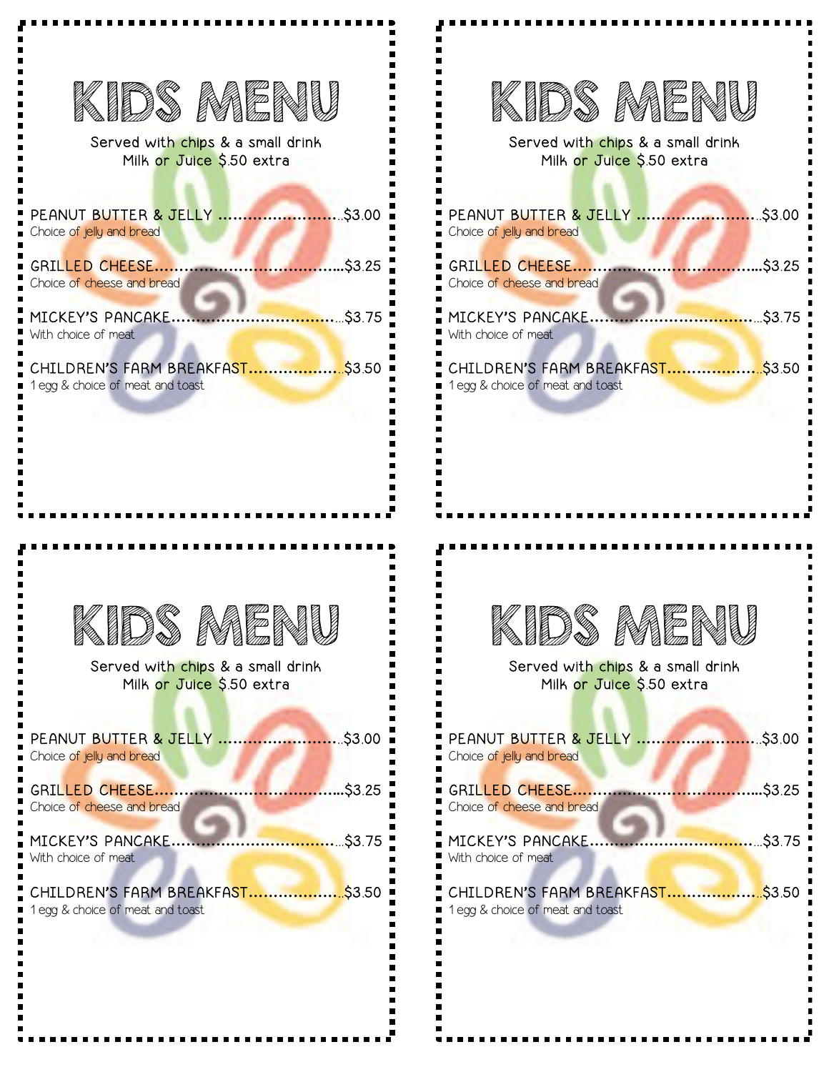# KIDS MENU

Served with chips & a small drink
Milk or Juice $.50 extra

PEANUT BUTTER & JELLY ..........................$3.00
Choice of jelly and bread

GRILLED CHEESE..........................................$3.25
Choice of cheese and bread

MICKEY'S PANCAKE......................................$3.75
With choice of meat

CHILDREN'S FARM BREAKFAST......................$3.50
1 egg & choice of meat and toast

# KIDS MENU

Served with chips & a small drink
Milk or Juice $.50 extra

PEANUT BUTTER & JELLY ..........................$3.00
Choice of jelly and bread

GRILLED CHEESE..........................................$3.25
Choice of cheese and bread

MICKEY'S PANCAKE......................................$3.75
With choice of meat

CHILDREN'S FARM BREAKFAST......................$3.50
1 egg & choice of meat and toast

# KIDS MENU

Served with chips & a small drink
Milk or Juice $.50 extra

PEANUT BUTTER & JELLY ..........................$3.00
Choice of jelly and bread

GRILLED CHEESE..........................................$3.25
Choice of cheese and bread

MICKEY'S PANCAKE......................................$3.75
With choice of meat

CHILDREN'S FARM BREAKFAST......................$3.50
1 egg & choice of meat and toast

# KIDS MENU

Served with chips & a small drink
Milk or Juice $.50 extra

PEANUT BUTTER & JELLY ..........................$3.00
Choice of jelly and bread

GRILLED CHEESE..........................................$3.25
Choice of cheese and bread

MICKEY'S PANCAKE......................................$3.75
With choice of meat

CHILDREN'S FARM BREAKFAST......................$3.50
1 egg & choice of meat and toast